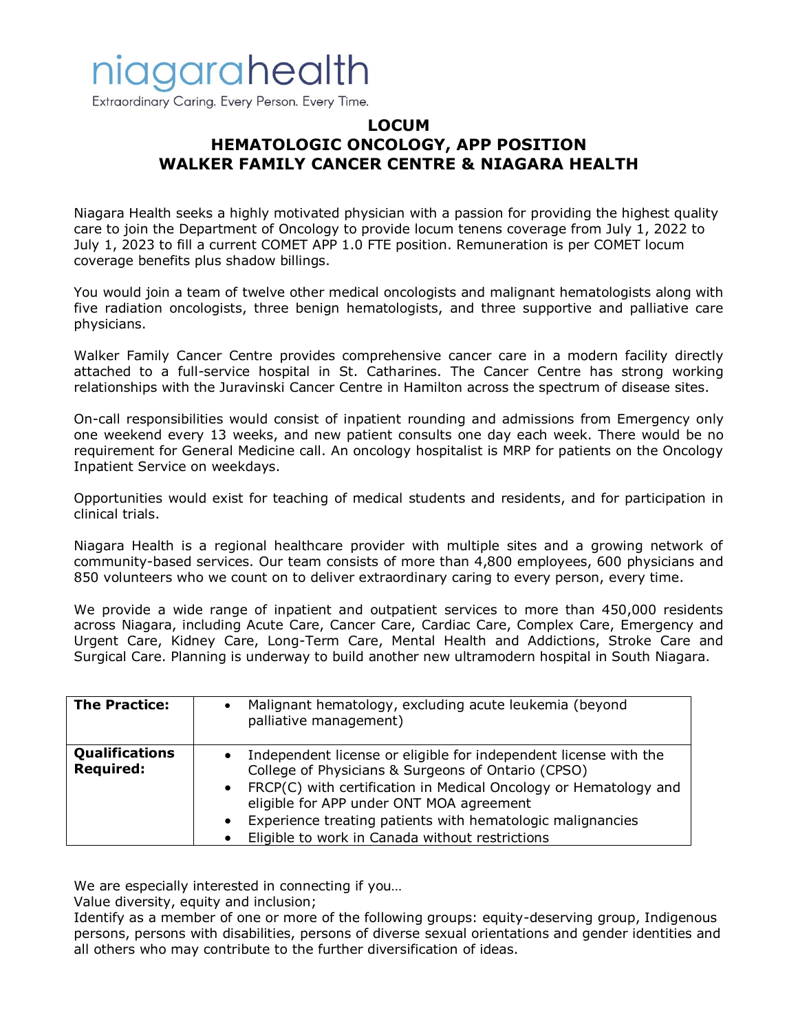niagarahealth

Extraordinary Caring. Every Person. Every Time.

# LOCUM
# HEMATOLOGIC ONCOLOGY, APP POSITION
# WALKER FAMILY CANCER CENTRE & NIAGARA HEALTH

Niagara Health seeks a highly motivated physician with a passion for providing the highest quality care to join the Department of Oncology to provide locum tenens coverage from July 1, 2022 to July 1, 2023 to fill a current COMET APP 1.0 FTE position. Remuneration is per COMET locum coverage benefits plus shadow billings.

You would join a team of twelve other medical oncologists and malignant hematologists along with five radiation oncologists, three benign hematologists, and three supportive and palliative care physicians.

Walker Family Cancer Centre provides comprehensive cancer care in a modern facility directly attached to a full-service hospital in St. Catharines. The Cancer Centre has strong working relationships with the Juravinski Cancer Centre in Hamilton across the spectrum of disease sites.

On-call responsibilities would consist of inpatient rounding and admissions from Emergency only one weekend every 13 weeks, and new patient consults one day each week. There would be no requirement for General Medicine call. An oncology hospitalist is MRP for patients on the Oncology Inpatient Service on weekdays.

Opportunities would exist for teaching of medical students and residents, and for participation in clinical trials.

Niagara Health is a regional healthcare provider with multiple sites and a growing network of community-based services. Our team consists of more than 4,800 employees, 600 physicians and 850 volunteers who we count on to deliver extraordinary caring to every person, every time.

We provide a wide range of inpatient and outpatient services to more than 450,000 residents across Niagara, including Acute Care, Cancer Care, Cardiac Care, Complex Care, Emergency and Urgent Care, Kidney Care, Long-Term Care, Mental Health and Addictions, Stroke Care and Surgical Care. Planning is underway to build another new ultramodern hospital in South Niagara.

| | |
|---|---|
| **The Practice:** | • Malignant hematology, excluding acute leukemia (beyond palliative management) |
| **Qualifications Required:** | • Independent license or eligible for independent license with the College of Physicians & Surgeons of Ontario (CPSO)<br>• FRCP(C) with certification in Medical Oncology or Hematology and eligible for APP under ONT MOA agreement<br>• Experience treating patients with hematologic malignancies<br>• Eligible to work in Canada without restrictions |

We are especially interested in connecting if you…
Value diversity, equity and inclusion;
Identify as a member of one or more of the following groups: equity-deserving group, Indigenous persons, persons with disabilities, persons of diverse sexual orientations and gender identities and all others who may contribute to the further diversification of ideas.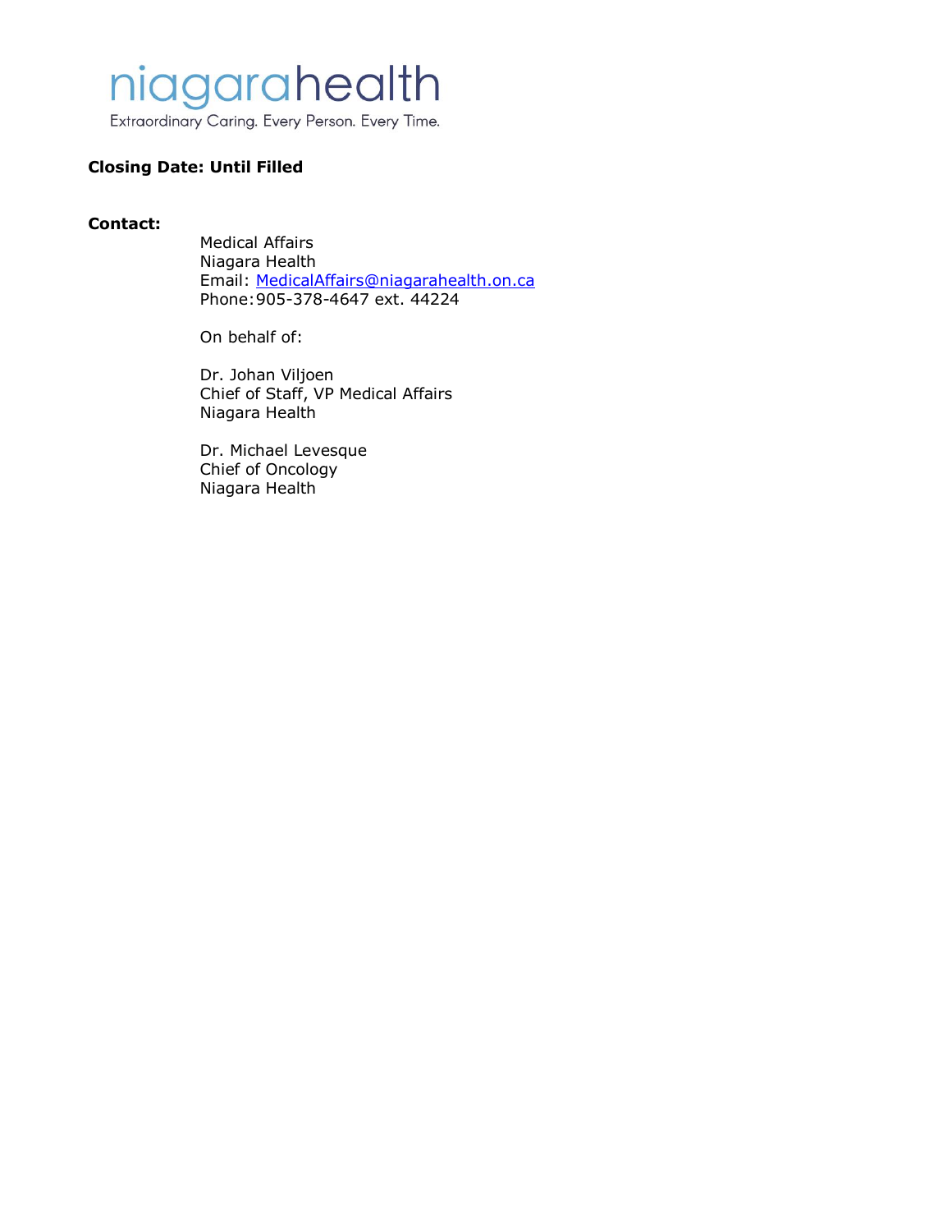niagarahealth
Extraordinary Caring. Every Person. Every Time.

**Closing Date: Until Filled**

**Contact:**

Medical Affairs
Niagara Health
Email: MedicalAffairs@niagarahealth.on.ca
Phone: 905-378-4647 ext. 44224

On behalf of:

Dr. Johan Viljoen
Chief of Staff, VP Medical Affairs
Niagara Health

Dr. Michael Levesque
Chief of Oncology
Niagara Health